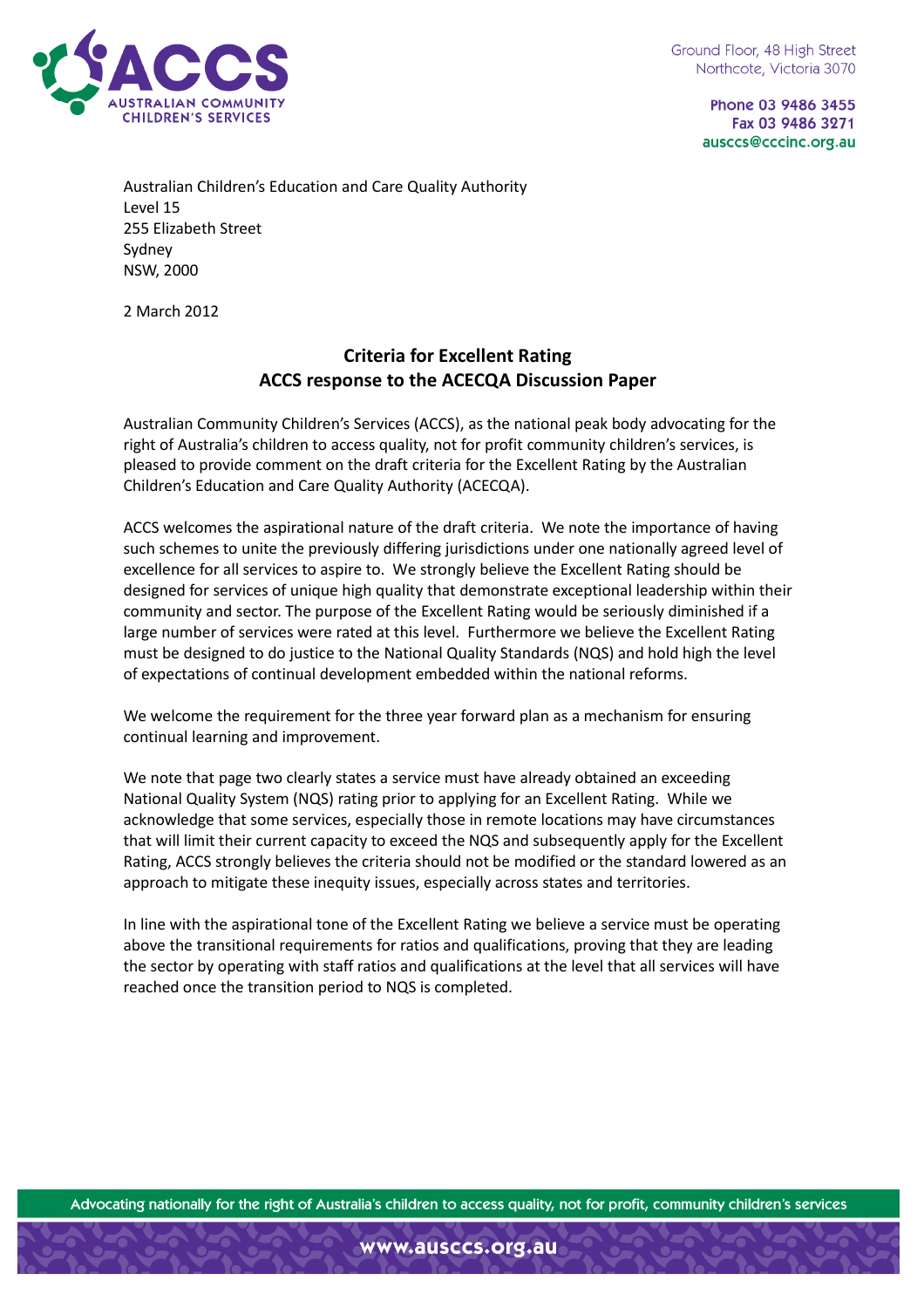Ground Floor, 48 High Street
Northcote, Victoria 3070

Phone 03 9486 3455
Fax 03 9486 3271
ausccs@cccinc.org.au

Australian Children's Education and Care Quality Authority
Level 15
255 Elizabeth Street
Sydney
NSW, 2000

2 March 2012

## Criteria for Excellent Rating
## ACCS response to the ACECQA Discussion Paper

Australian Community Children's Services (ACCS), as the national peak body advocating for the right of Australia's children to access quality, not for profit community children's services, is pleased to provide comment on the draft criteria for the Excellent Rating by the Australian Children's Education and Care Quality Authority (ACECQA).

ACCS welcomes the aspirational nature of the draft criteria. We note the importance of having such schemes to unite the previously differing jurisdictions under one nationally agreed level of excellence for all services to aspire to. We strongly believe the Excellent Rating should be designed for services of unique high quality that demonstrate exceptional leadership within their community and sector. The purpose of the Excellent Rating would be seriously diminished if a large number of services were rated at this level. Furthermore we believe the Excellent Rating must be designed to do justice to the National Quality Standards (NQS) and hold high the level of expectations of continual development embedded within the national reforms.

We welcome the requirement for the three year forward plan as a mechanism for ensuring continual learning and improvement.

We note that page two clearly states a service must have already obtained an exceeding National Quality System (NQS) rating prior to applying for an Excellent Rating. While we acknowledge that some services, especially those in remote locations may have circumstances that will limit their current capacity to exceed the NQS and subsequently apply for the Excellent Rating, ACCS strongly believes the criteria should not be modified or the standard lowered as an approach to mitigate these inequity issues, especially across states and territories.

In line with the aspirational tone of the Excellent Rating we believe a service must be operating above the transitional requirements for ratios and qualifications, proving that they are leading the sector by operating with staff ratios and qualifications at the level that all services will have reached once the transition period to NQS is completed.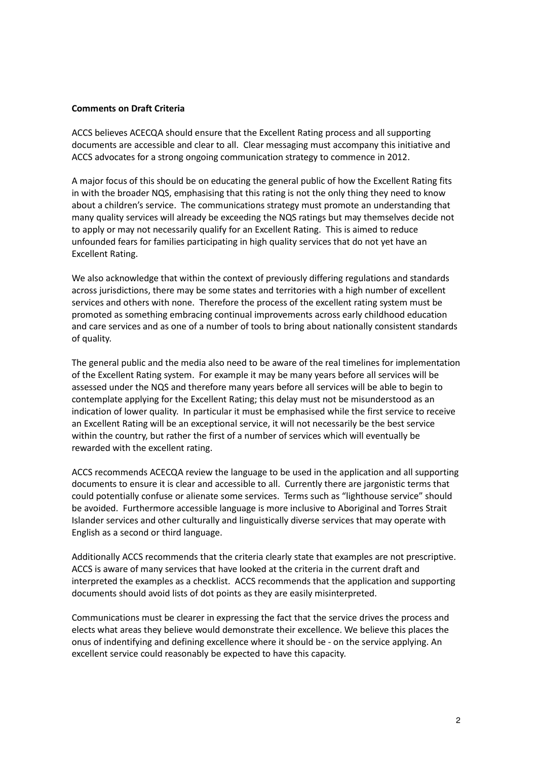**Comments on Draft Criteria**

ACCS believes ACECQA should ensure that the Excellent Rating process and all supporting documents are accessible and clear to all. Clear messaging must accompany this initiative and ACCS advocates for a strong ongoing communication strategy to commence in 2012.

A major focus of this should be on educating the general public of how the Excellent Rating fits in with the broader NQS, emphasising that this rating is not the only thing they need to know about a children's service. The communications strategy must promote an understanding that many quality services will already be exceeding the NQS ratings but may themselves decide not to apply or may not necessarily qualify for an Excellent Rating. This is aimed to reduce unfounded fears for families participating in high quality services that do not yet have an Excellent Rating.

We also acknowledge that within the context of previously differing regulations and standards across jurisdictions, there may be some states and territories with a high number of excellent services and others with none. Therefore the process of the excellent rating system must be promoted as something embracing continual improvements across early childhood education and care services and as one of a number of tools to bring about nationally consistent standards of quality.

The general public and the media also need to be aware of the real timelines for implementation of the Excellent Rating system. For example it may be many years before all services will be assessed under the NQS and therefore many years before all services will be able to begin to contemplate applying for the Excellent Rating; this delay must not be misunderstood as an indication of lower quality. In particular it must be emphasised while the first service to receive an Excellent Rating will be an exceptional service, it will not necessarily be the best service within the country, but rather the first of a number of services which will eventually be rewarded with the excellent rating.

ACCS recommends ACECQA review the language to be used in the application and all supporting documents to ensure it is clear and accessible to all. Currently there are jargonistic terms that could potentially confuse or alienate some services. Terms such as "lighthouse service" should be avoided. Furthermore accessible language is more inclusive to Aboriginal and Torres Strait Islander services and other culturally and linguistically diverse services that may operate with English as a second or third language.

Additionally ACCS recommends that the criteria clearly state that examples are not prescriptive. ACCS is aware of many services that have looked at the criteria in the current draft and interpreted the examples as a checklist. ACCS recommends that the application and supporting documents should avoid lists of dot points as they are easily misinterpreted.

Communications must be clearer in expressing the fact that the service drives the process and elects what areas they believe would demonstrate their excellence. We believe this places the onus of indentifying and defining excellence where it should be - on the service applying. An excellent service could reasonably be expected to have this capacity.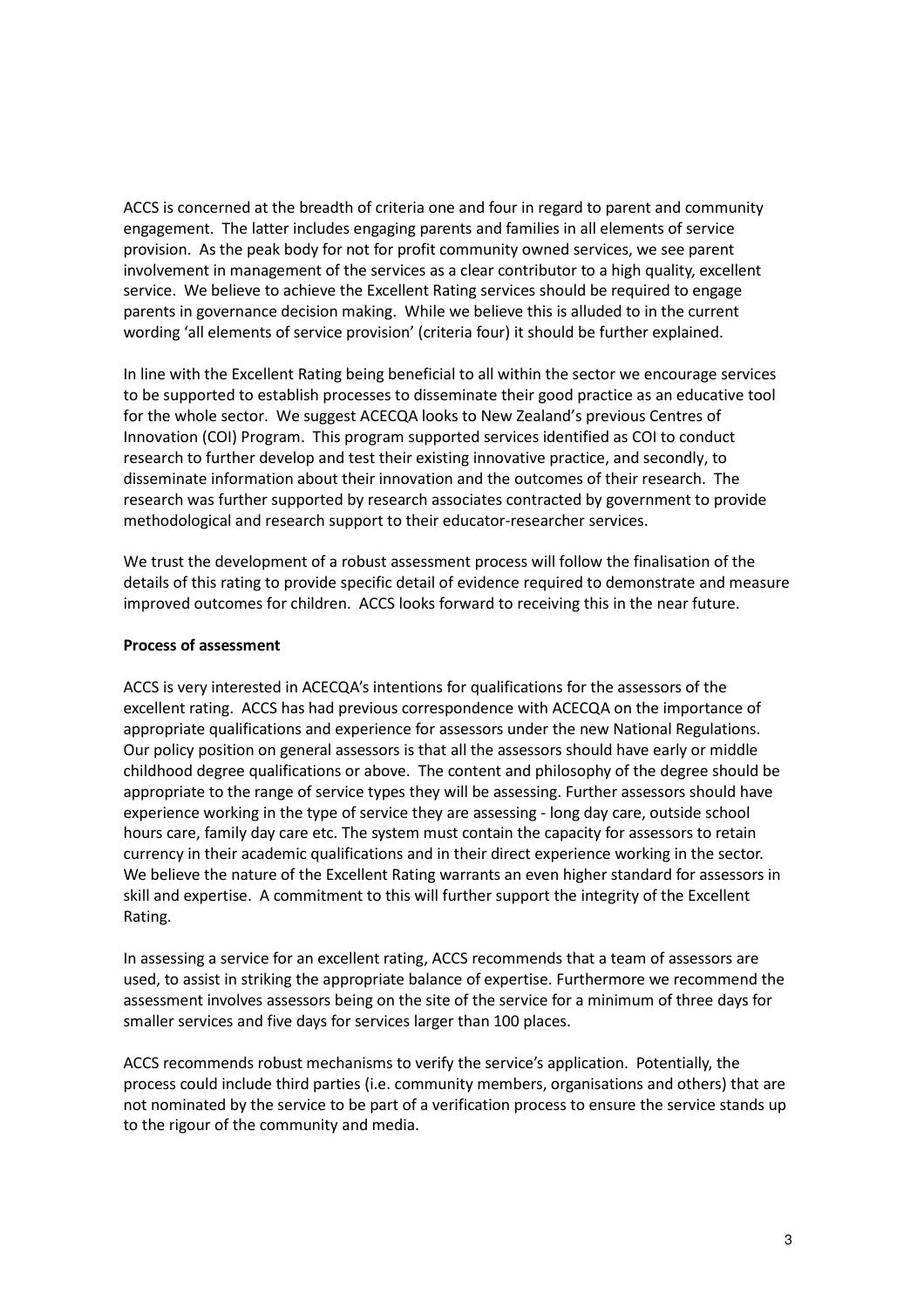ACCS is concerned at the breadth of criteria one and four in regard to parent and community engagement. The latter includes engaging parents and families in all elements of service provision. As the peak body for not for profit community owned services, we see parent involvement in management of the services as a clear contributor to a high quality, excellent service. We believe to achieve the Excellent Rating services should be required to engage parents in governance decision making. While we believe this is alluded to in the current wording 'all elements of service provision' (criteria four) it should be further explained.

In line with the Excellent Rating being beneficial to all within the sector we encourage services to be supported to establish processes to disseminate their good practice as an educative tool for the whole sector. We suggest ACECQA looks to New Zealand's previous Centres of Innovation (COI) Program. This program supported services identified as COI to conduct research to further develop and test their existing innovative practice, and secondly, to disseminate information about their innovation and the outcomes of their research. The research was further supported by research associates contracted by government to provide methodological and research support to their educator-researcher services.

We trust the development of a robust assessment process will follow the finalisation of the details of this rating to provide specific detail of evidence required to demonstrate and measure improved outcomes for children. ACCS looks forward to receiving this in the near future.

**Process of assessment**

ACCS is very interested in ACECQA's intentions for qualifications for the assessors of the excellent rating. ACCS has had previous correspondence with ACECQA on the importance of appropriate qualifications and experience for assessors under the new National Regulations. Our policy position on general assessors is that all the assessors should have early or middle childhood degree qualifications or above. The content and philosophy of the degree should be appropriate to the range of service types they will be assessing. Further assessors should have experience working in the type of service they are assessing - long day care, outside school hours care, family day care etc. The system must contain the capacity for assessors to retain currency in their academic qualifications and in their direct experience working in the sector. We believe the nature of the Excellent Rating warrants an even higher standard for assessors in skill and expertise. A commitment to this will further support the integrity of the Excellent Rating.

In assessing a service for an excellent rating, ACCS recommends that a team of assessors are used, to assist in striking the appropriate balance of expertise. Furthermore we recommend the assessment involves assessors being on the site of the service for a minimum of three days for smaller services and five days for services larger than 100 places.

ACCS recommends robust mechanisms to verify the service's application. Potentially, the process could include third parties (i.e. community members, organisations and others) that are not nominated by the service to be part of a verification process to ensure the service stands up to the rigour of the community and media.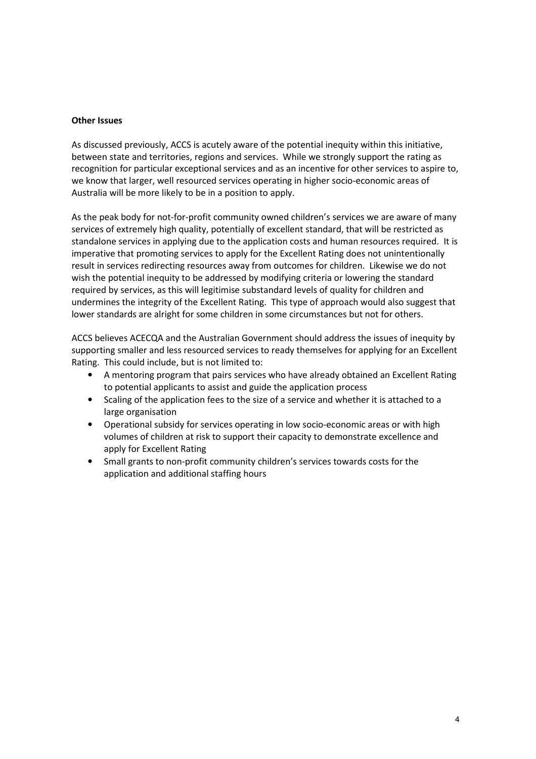**Other Issues**

As discussed previously, ACCS is acutely aware of the potential inequity within this initiative, between state and territories, regions and services. While we strongly support the rating as recognition for particular exceptional services and as an incentive for other services to aspire to, we know that larger, well resourced services operating in higher socio-economic areas of Australia will be more likely to be in a position to apply.

As the peak body for not-for-profit community owned children's services we are aware of many services of extremely high quality, potentially of excellent standard, that will be restricted as standalone services in applying due to the application costs and human resources required. It is imperative that promoting services to apply for the Excellent Rating does not unintentionally result in services redirecting resources away from outcomes for children. Likewise we do not wish the potential inequity to be addressed by modifying criteria or lowering the standard required by services, as this will legitimise substandard levels of quality for children and undermines the integrity of the Excellent Rating. This type of approach would also suggest that lower standards are alright for some children in some circumstances but not for others.

ACCS believes ACECQA and the Australian Government should address the issues of inequity by supporting smaller and less resourced services to ready themselves for applying for an Excellent Rating. This could include, but is not limited to:

- A mentoring program that pairs services who have already obtained an Excellent Rating to potential applicants to assist and guide the application process
- Scaling of the application fees to the size of a service and whether it is attached to a large organisation
- Operational subsidy for services operating in low socio-economic areas or with high volumes of children at risk to support their capacity to demonstrate excellence and apply for Excellent Rating
- Small grants to non-profit community children's services towards costs for the application and additional staffing hours